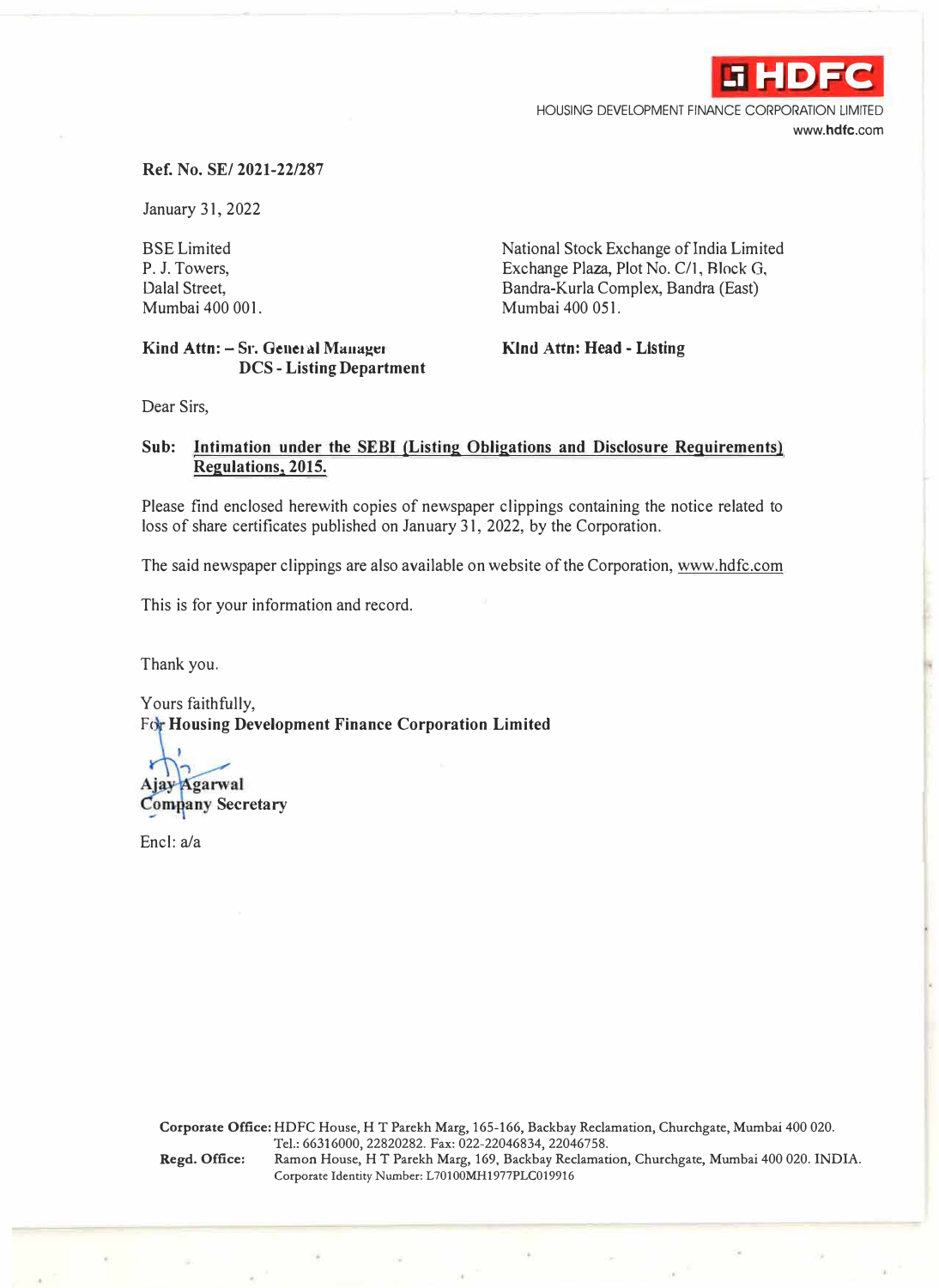HDFC

HOUSING DEVELOPMENT FINANCE CORPORATION LIMITED
www.hdfc.com

**Ref. No. SE/ 2021-22/287**

January 31, 2022

BSE Limited
P. J. Towers,
Dalal Street,
Mumbai 400 001.

**Kind Attn: – Sr. General Manager**
**DCS - Listing Department**

National Stock Exchange of India Limited
Exchange Plaza, Plot No. C/1, Block G,
Bandra-Kurla Complex, Bandra (East)
Mumbai 400 051.

**Kind Attn: Head - Listing**

Dear Sirs,

**Sub: Intimation under the SEBI (Listing Obligations and Disclosure Requirements) Regulations, 2015.**

Please find enclosed herewith copies of newspaper clippings containing the notice related to loss of share certificates published on January 31, 2022, by the Corporation.

The said newspaper clippings are also available on website of the Corporation, www.hdfc.com

This is for your information and record.

Thank you.

Yours faithfully,
For **Housing Development Finance Corporation Limited**

**Ajay Agarwal**
**Company Secretary**

Encl: a/a

**Corporate Office:** HDFC House, H T Parekh Marg, 165-166, Backbay Reclamation, Churchgate, Mumbai 400 020. Tel.: 66316000, 22820282. Fax: 022-22046834, 22046758.
**Regd. Office:** Ramon House, H T Parekh Marg, 169, Backbay Reclamation, Churchgate, Mumbai 400 020. INDIA. Corporate Identity Number: L70100MH1977PLC019916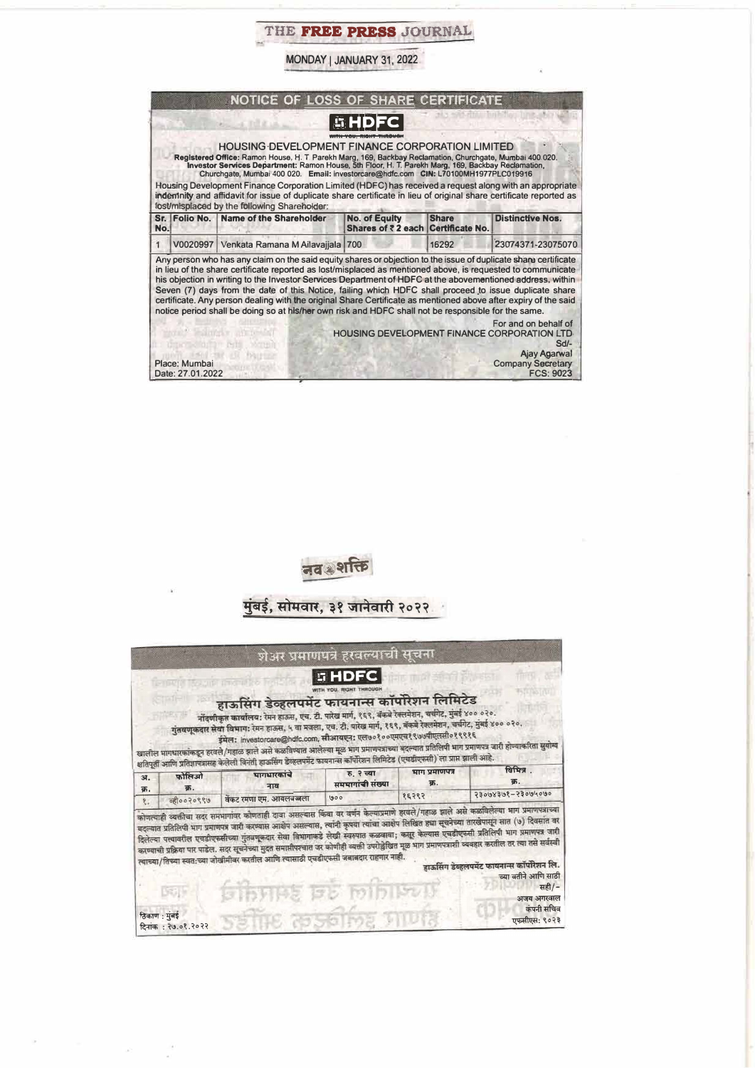# THE FREE PRESS JOURNAL

MONDAY | JANUARY 31, 2022

## NOTICE OF LOSS OF SHARE CERTIFICATE

HDFC
WITH YOU, RIGHT THROUGH

### HOUSING DEVELOPMENT FINANCE CORPORATION LIMITED

**Registered Office:** Ramon House, H. T Parekh Marg, 169, Backbay Reclamation, Churchgate, Mumbai 400 020.
**Investor Services Department:** Ramon House, 5th Floor, H. T. Parekh Marg, 169, Backbay Reclamation, Churchgate, Mumbai 400 020. **Email:** investorcare@hdfc.com **CIN:** L70100MH1977PLC019916

Housing Development Finance Corporation Limited (HDFC) has received a request along with an appropriate indemnity and affidavit for issue of duplicate share certificate in lieu of original share certificate reported as lost/misplaced by the following Shareholder:

| Sr. No. | Folio No. | Name of the Shareholder | No. of Equity Shares of ₹ 2 each | Share Certificate No. | Distinctive Nos. |
|---|---|---|---|---|---|
| 1 | V0020997 | Venkata Ramana M Ailavajjala | 700 | 16292 | 23074371-23075070 |

Any person who has any claim on the said equity shares or objection to the issue of duplicate share certificate in lieu of the share certificate reported as lost/misplaced as mentioned above, is requested to communicate his objection in writing to the Investor Services Department of HDFC at the abovementioned address, within Seven (7) days from the date of this Notice, failing which HDFC shall proceed to issue duplicate share certificate. Any person dealing with the original Share Certificate as mentioned above after expiry of the said notice period shall be doing so at his/her own risk and HDFC shall not be responsible for the same.

For and on behalf of
HOUSING DEVELOPMENT FINANCE CORPORATION LTD
Sd/-
Ajay Agarwal
Company Secretary
FCS: 9023

Place: Mumbai
Date: 27.01.2022

# नवशक्ति

मुंबई, सोमवार, ३१ जानेवारी २०२२

## शेअर प्रमाणपत्र हरवल्याची सूचना

HDFC
WITH YOU, RIGHT THROUGH

### हाऊसिंग डेव्हलपमेंट फायनान्स कॉर्पोरेशन लिमिटेड

**नोंदणीकृत कार्यालय:** रेमन हाऊस, एच. टी. पारेख मार्ग, १६९, बॅकबे रेक्लमेशन, चर्चगेट, मुंबई ४०० ०२०.
**गुंतवणूकदार सेवा विभाग:** रेमन हाऊस, ५ वा मजला, एच. टी. पारेख मार्ग, १६९, बॅकबे रेक्लमेशन, चर्चगेट, मुंबई ४०० ०२०.
**ईमेल:** investorcare@hdfc.com, **सीआयएन:** एल७०१००एमएच१९७७पीएलसी०१९९१६

खालील भागधारकाकडून हरवले/गहाळ झाले असे कळविण्यात आलेल्या मूळ भाग प्रमाणपत्राच्या बदल्यात प्रतिलिपी भाग प्रमाणपत्र जारी होण्याकरिता सुयोग्य क्षतिपूर्ती आणि प्रतिज्ञापत्रासह केलेली विनंती हाऊसिंग डेव्हलपमेंट फायनान्स कॉर्पोरेशन लिमिटेड (एचडीएफसी) ला प्राप्त झाली आहे.

| अ. क्र. | फोलिओ क्र. | भागधारकांचे नाव | रु. २ च्या समभागांची संख्या | भाग प्रमाणपत्र क्र. | विभिन्न क्र. |
|---|---|---|---|---|---|
| १. | व्ही००२०९९७ | वेंकट रमणा एम. आयलवज्जला | ७०० | १६२९२ | २३०७४३७१-२३०७५०७० |

कोणत्याही व्यक्तीचा सदर समभागांवर कोणताही दावा असल्यास किंवा वर वर्णन केल्याप्रमाणे हरवले/गहाळ झाले असे कळविलेल्या भाग प्रमाणपत्राच्या बदल्यात प्रतिलिपी भाग प्रमाणपत्र जारी करण्यास आक्षेप असल्यास, त्यांनी कृपया त्यांचा आक्षेप लिखित ह्या सूचनेच्या तारखेपासून सात (७) दिवसांत वर दिलेल्या पत्त्यावरील एचडीएफसीच्या गुंतवणूकदार सेवा विभागाकडे लेखी स्वरुपात कळवावा; कसूर केल्यास एचडीएफसी प्रतिलिपी भाग प्रमाणपत्र जारी करण्याची प्रक्रिया पार पाडेल. सदर सूचनेच्या मुदत समाप्तीपश्चात जर कोणीही व्यक्ती उपरोल्लेखित मूळ भाग प्रमाणपत्राशी व्यवहार करतील तर त्या तसे सर्वस्वी त्याच्या/तिच्या स्वतःच्या जोखीमीवर करतील आणि त्यासाठी एचडीएफसी जबाबदार राहणार नाही.

हाऊसिंग डेव्हलपमेंट फायनान्स कॉर्पोरेशन लि.
च्या वतीने आणि साठी
सही/-
अजय अगरवाल
कंपनी सचिव
एफसीएस: ९०२३

ठिकाण : मुंबई
दिनांक : २७.०१.२०२२